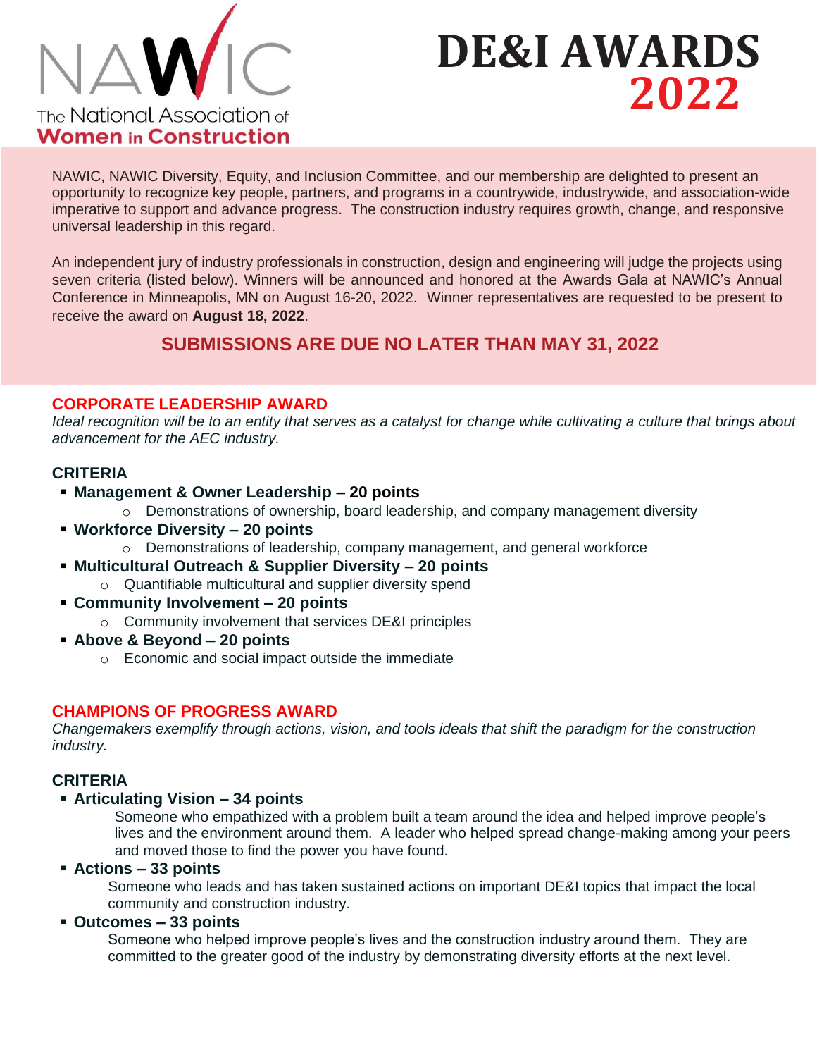NAWIC

The National Association of **Women in Construction**

# DE&I AWARDS 2022

NAWIC, NAWIC Diversity, Equity, and Inclusion Committee, and our membership are delighted to present an opportunity to recognize key people, partners, and programs in a countrywide, industrywide, and association-wide imperative to support and advance progress. The construction industry requires growth, change, and responsive universal leadership in this regard.

An independent jury of industry professionals in construction, design and engineering will judge the projects using seven criteria (listed below). Winners will be announced and honored at the Awards Gala at NAWIC's Annual Conference in Minneapolis, MN on August 16-20, 2022. Winner representatives are requested to be present to receive the award on **August 18, 2022**.

**SUBMISSIONS ARE DUE NO LATER THAN MAY 31, 2022**

## CORPORATE LEADERSHIP AWARD

*Ideal recognition will be to an entity that serves as a catalyst for change while cultivating a culture that brings about advancement for the AEC industry.*

### CRITERIA

- **Management & Owner Leadership – 20 points**
  - Demonstrations of ownership, board leadership, and company management diversity
- **Workforce Diversity – 20 points**
  - Demonstrations of leadership, company management, and general workforce
- **Multicultural Outreach & Supplier Diversity – 20 points**
  - Quantifiable multicultural and supplier diversity spend
- **Community Involvement – 20 points**
  - Community involvement that services DE&I principles
- **Above & Beyond – 20 points**
  - Economic and social impact outside the immediate

## CHAMPIONS OF PROGRESS AWARD

*Changemakers exemplify through actions, vision, and tools ideals that shift the paradigm for the construction industry.*

### CRITERIA

- **Articulating Vision – 34 points**

  Someone who empathized with a problem built a team around the idea and helped improve people's lives and the environment around them. A leader who helped spread change-making among your peers and moved those to find the power you have found.
- **Actions – 33 points**

  Someone who leads and has taken sustained actions on important DE&I topics that impact the local community and construction industry.
- **Outcomes – 33 points**

  Someone who helped improve people's lives and the construction industry around them. They are committed to the greater good of the industry by demonstrating diversity efforts at the next level.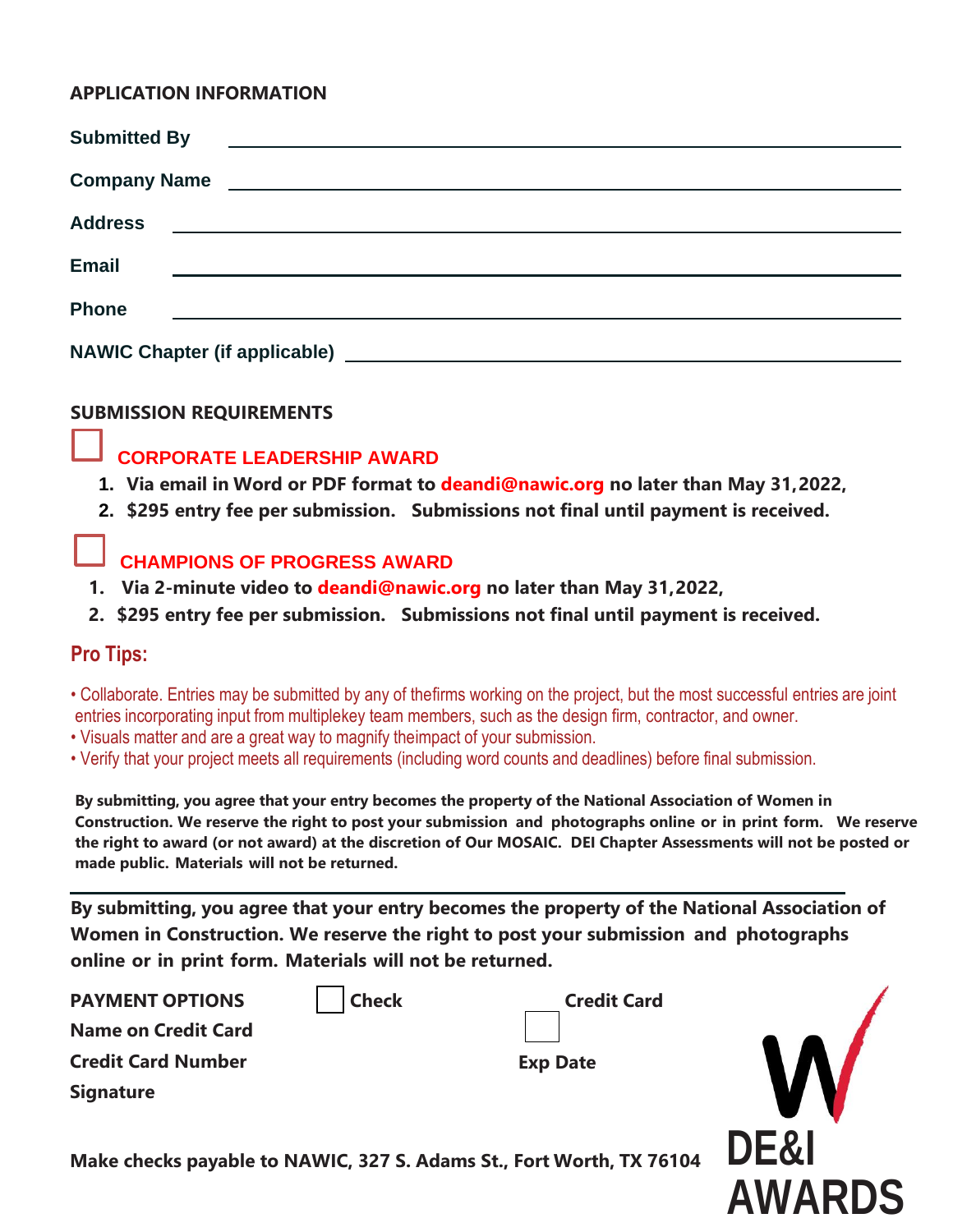## APPLICATION INFORMATION

**Submitted By** ____________________

**Company Name** ____________________

**Address** ____________________

**Email** ____________________

**Phone** ____________________

**NAWIC Chapter (if applicable)** ____________________

## SUBMISSION REQUIREMENTS

☐ **CORPORATE LEADERSHIP AWARD**

1. **Via email in Word or PDF format to deandi@nawic.org no later than May 31,2022,**
2. **$295 entry fee per submission. Submissions not final until payment is received.**

☐ **CHAMPIONS OF PROGRESS AWARD**

1. **Via 2-minute video to deandi@nawic.org no later than May 31,2022,**
2. **$295 entry fee per submission. Submissions not final until payment is received.**

### Pro Tips:

- Collaborate. Entries may be submitted by any of thefirms working on the project, but the most successful entries are joint entries incorporating input from multiplekey team members, such as the design firm, contractor, and owner.
- Visuals matter and are a great way to magnify theimpact of your submission.
- Verify that your project meets all requirements (including word counts and deadlines) before final submission.

**By submitting, you agree that your entry becomes the property of the National Association of Women in Construction. We reserve the right to post your submission and photographs online or in print form. We reserve the right to award (or not award) at the discretion of Our MOSAIC. DEI Chapter Assessments will not be posted or made public. Materials will not be returned.**

---

**By submitting, you agree that your entry becomes the property of the National Association of Women in Construction. We reserve the right to post your submission and photographs online or in print form. Materials will not be returned.**

**PAYMENT OPTIONS** ☐ **Check** ☐ **Credit Card**

**Name on Credit Card**

**Credit Card Number** **Exp Date**

**Signature**

**Make checks payable to NAWIC, 327 S. Adams St., Fort Worth, TX 76104**

DE&I AWARDS